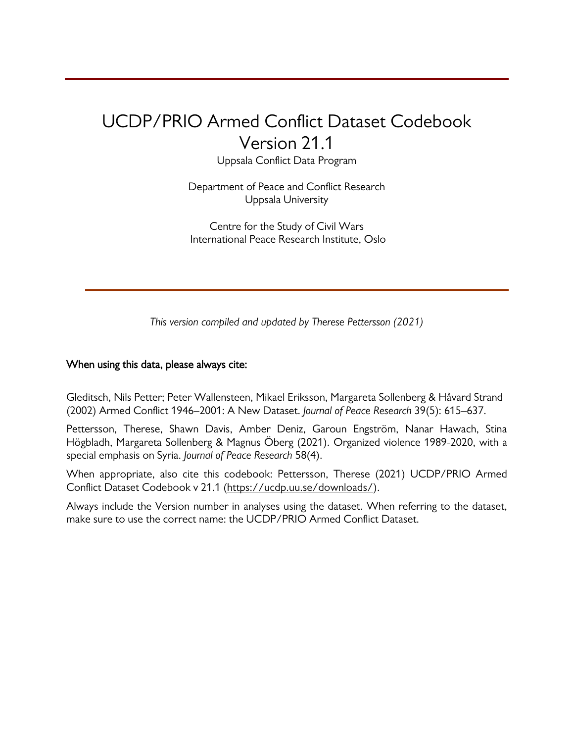# UCDP/PRIO Armed Conflict Dataset Codebook Version 21.1

Uppsala Conflict Data Program

Department of Peace and Conflict Research
Uppsala University

Centre for the Study of Civil Wars
International Peace Research Institute, Oslo

*This version compiled and updated by Therese Pettersson (2021)*

When using this data, please always cite:

Gleditsch, Nils Petter; Peter Wallensteen, Mikael Eriksson, Margareta Sollenberg & Håvard Strand (2002) Armed Conflict 1946–2001: A New Dataset. *Journal of Peace Research* 39(5): 615–637.

Pettersson, Therese, Shawn Davis, Amber Deniz, Garoun Engström, Nanar Hawach, Stina Högbladh, Margareta Sollenberg & Magnus Öberg (2021). Organized violence 1989-2020, with a special emphasis on Syria. *Journal of Peace Research* 58(4).

When appropriate, also cite this codebook: Pettersson, Therese (2021) UCDP/PRIO Armed Conflict Dataset Codebook v 21.1 (https://ucdp.uu.se/downloads/).

Always include the Version number in analyses using the dataset. When referring to the dataset, make sure to use the correct name: the UCDP/PRIO Armed Conflict Dataset.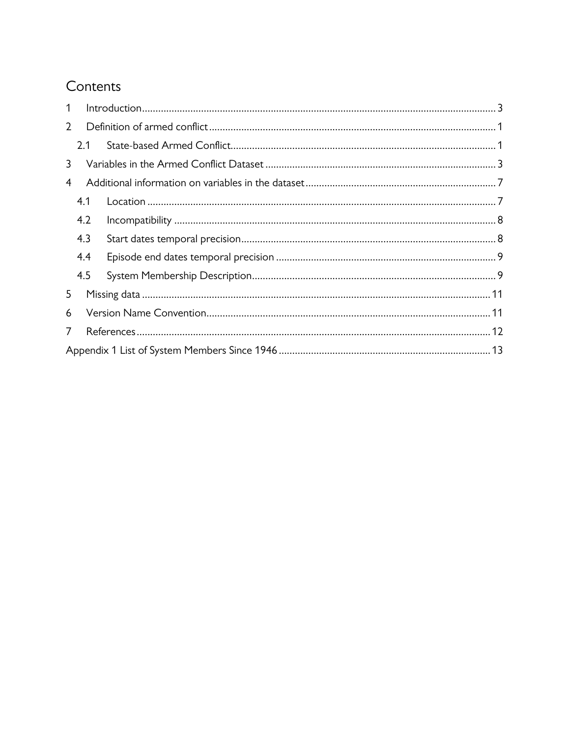# Contents

1 Introduction ... 3

2 Definition of armed conflict ... 1

  2.1 State-based Armed Conflict ... 1

3 Variables in the Armed Conflict Dataset ... 3

4 Additional information on variables in the dataset ... 7

  4.1 Location ... 7

  4.2 Incompatibility ... 8

  4.3 Start dates temporal precision ... 8

  4.4 Episode end dates temporal precision ... 9

  4.5 System Membership Description ... 9

5 Missing data ... 11

6 Version Name Convention ... 11

7 References ... 12

Appendix 1 List of System Members Since 1946 ... 13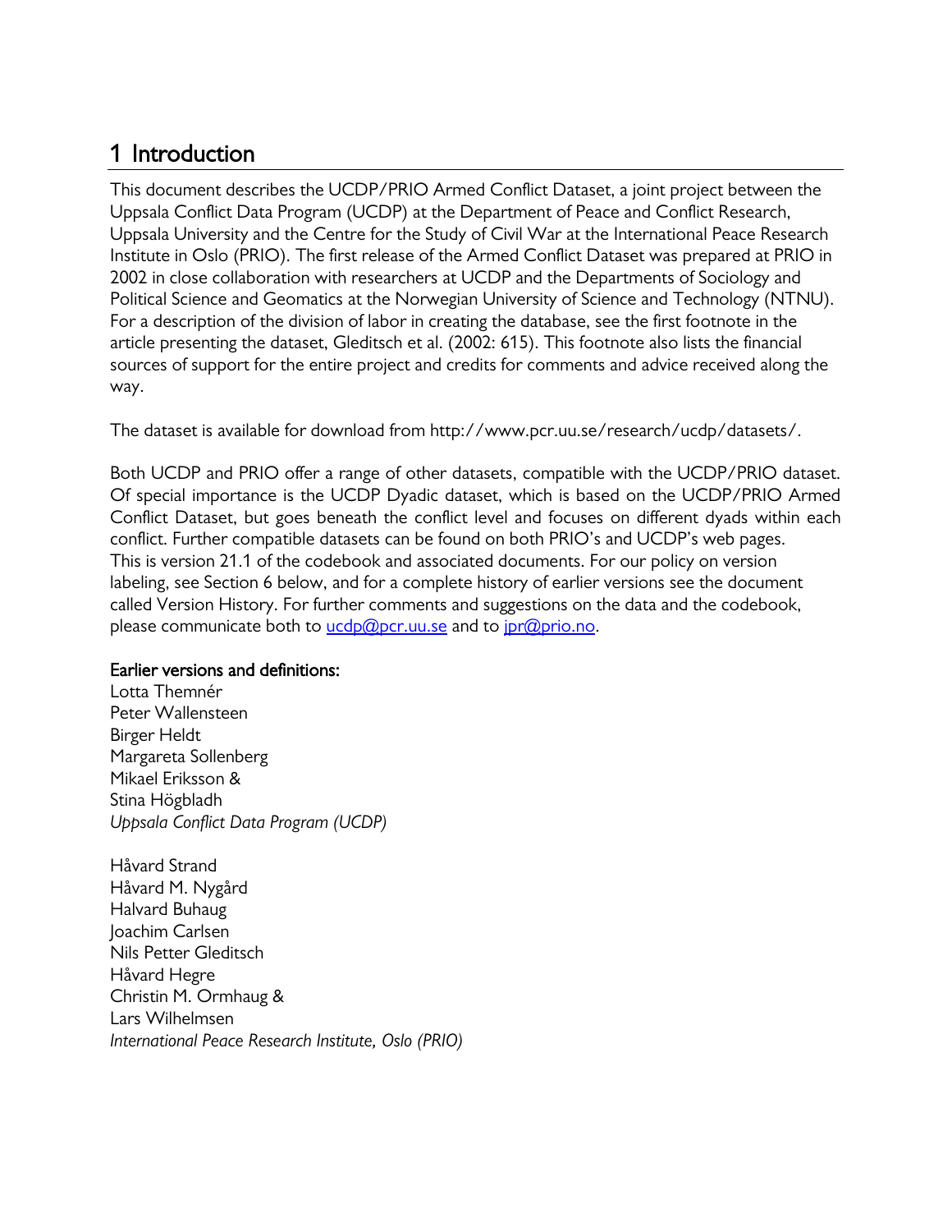# 1 Introduction

This document describes the UCDP/PRIO Armed Conflict Dataset, a joint project between the Uppsala Conflict Data Program (UCDP) at the Department of Peace and Conflict Research, Uppsala University and the Centre for the Study of Civil War at the International Peace Research Institute in Oslo (PRIO). The first release of the Armed Conflict Dataset was prepared at PRIO in 2002 in close collaboration with researchers at UCDP and the Departments of Sociology and Political Science and Geomatics at the Norwegian University of Science and Technology (NTNU). For a description of the division of labor in creating the database, see the first footnote in the article presenting the dataset, Gleditsch et al. (2002: 615). This footnote also lists the financial sources of support for the entire project and credits for comments and advice received along the way.

The dataset is available for download from http://www.pcr.uu.se/research/ucdp/datasets/.

Both UCDP and PRIO offer a range of other datasets, compatible with the UCDP/PRIO dataset. Of special importance is the UCDP Dyadic dataset, which is based on the UCDP/PRIO Armed Conflict Dataset, but goes beneath the conflict level and focuses on different dyads within each conflict. Further compatible datasets can be found on both PRIO's and UCDP's web pages. This is version 21.1 of the codebook and associated documents. For our policy on version labeling, see Section 6 below, and for a complete history of earlier versions see the document called Version History. For further comments and suggestions on the data and the codebook, please communicate both to ucdp@pcr.uu.se and to jpr@prio.no.

**Earlier versions and definitions:**
Lotta Themnér
Peter Wallensteen
Birger Heldt
Margareta Sollenberg
Mikael Eriksson &
Stina Högbladh
*Uppsala Conflict Data Program (UCDP)*

Håvard Strand
Håvard M. Nygård
Halvard Buhaug
Joachim Carlsen
Nils Petter Gleditsch
Håvard Hegre
Christin M. Ormhaug &
Lars Wilhelmsen
*International Peace Research Institute, Oslo (PRIO)*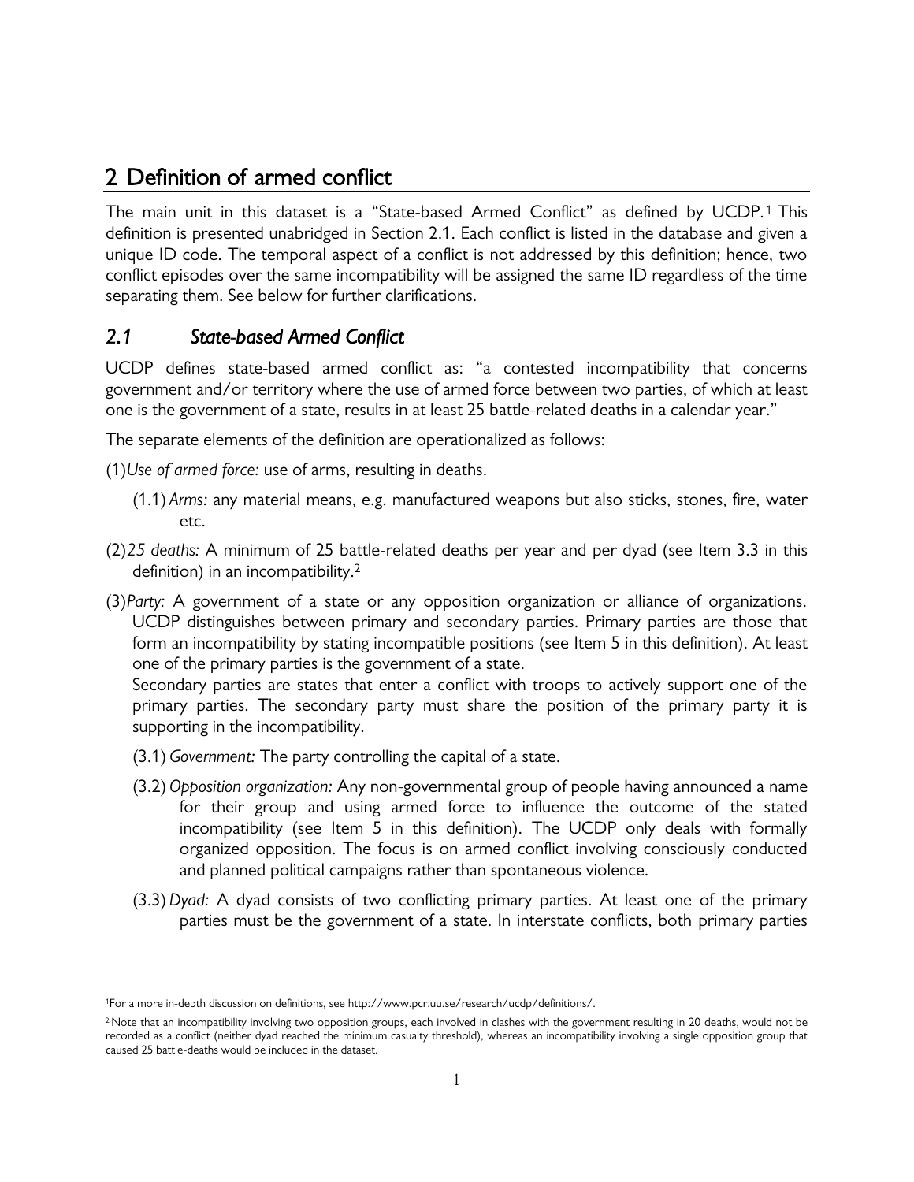## 2 Definition of armed conflict

The main unit in this dataset is a "State-based Armed Conflict" as defined by UCDP.[1] This definition is presented unabridged in Section 2.1. Each conflict is listed in the database and given a unique ID code. The temporal aspect of a conflict is not addressed by this definition; hence, two conflict episodes over the same incompatibility will be assigned the same ID regardless of the time separating them. See below for further clarifications.

### *2.1 State-based Armed Conflict*

UCDP defines state-based armed conflict as: "a contested incompatibility that concerns government and/or territory where the use of armed force between two parties, of which at least one is the government of a state, results in at least 25 battle-related deaths in a calendar year."

The separate elements of the definition are operationalized as follows:

(1) *Use of armed force:* use of arms, resulting in deaths.

  (1.1) *Arms:* any material means, e.g. manufactured weapons but also sticks, stones, fire, water etc.

(2) *25 deaths:* A minimum of 25 battle-related deaths per year and per dyad (see Item 3.3 in this definition) in an incompatibility.[2]

(3) *Party:* A government of a state or any opposition organization or alliance of organizations. UCDP distinguishes between primary and secondary parties. Primary parties are those that form an incompatibility by stating incompatible positions (see Item 5 in this definition). At least one of the primary parties is the government of a state.
Secondary parties are states that enter a conflict with troops to actively support one of the primary parties. The secondary party must share the position of the primary party it is supporting in the incompatibility.

  (3.1) *Government:* The party controlling the capital of a state.

  (3.2) *Opposition organization:* Any non-governmental group of people having announced a name for their group and using armed force to influence the outcome of the stated incompatibility (see Item 5 in this definition). The UCDP only deals with formally organized opposition. The focus is on armed conflict involving consciously conducted and planned political campaigns rather than spontaneous violence.

  (3.3) *Dyad:* A dyad consists of two conflicting primary parties. At least one of the primary parties must be the government of a state. In interstate conflicts, both primary parties

---

[1] For a more in-depth discussion on definitions, see http://www.pcr.uu.se/research/ucdp/definitions/.

[2] Note that an incompatibility involving two opposition groups, each involved in clashes with the government resulting in 20 deaths, would not be recorded as a conflict (neither dyad reached the minimum casualty threshold), whereas an incompatibility involving a single opposition group that caused 25 battle-deaths would be included in the dataset.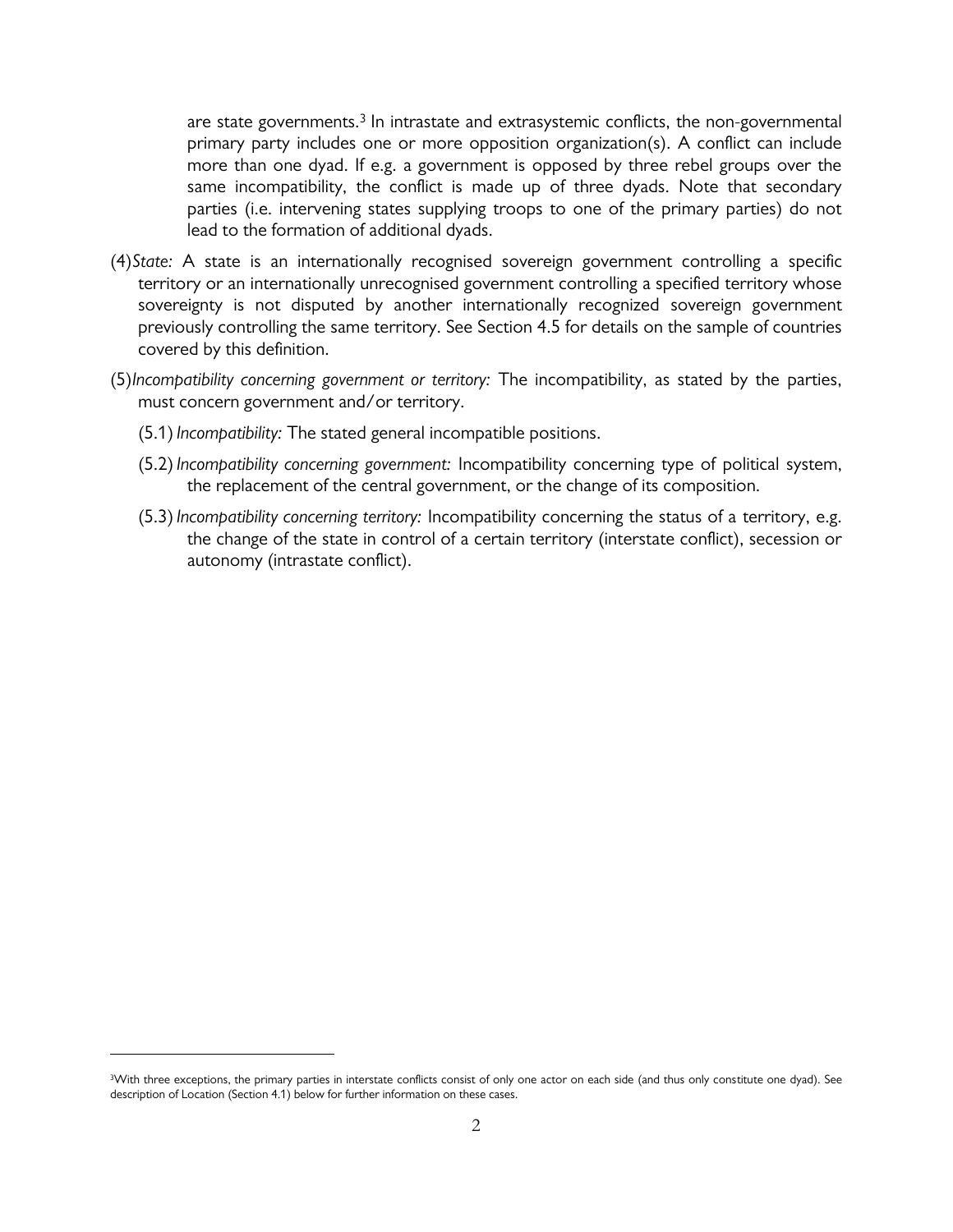are state governments.[3] In intrastate and extrasystemic conflicts, the non-governmental primary party includes one or more opposition organization(s). A conflict can include more than one dyad. If e.g. a government is opposed by three rebel groups over the same incompatibility, the conflict is made up of three dyads. Note that secondary parties (i.e. intervening states supplying troops to one of the primary parties) do not lead to the formation of additional dyads.

(4) *State:* A state is an internationally recognised sovereign government controlling a specific territory or an internationally unrecognised government controlling a specified territory whose sovereignty is not disputed by another internationally recognized sovereign government previously controlling the same territory. See Section 4.5 for details on the sample of countries covered by this definition.

(5) *Incompatibility concerning government or territory:* The incompatibility, as stated by the parties, must concern government and/or territory.

(5.1) *Incompatibility:* The stated general incompatible positions.

(5.2) *Incompatibility concerning government:* Incompatibility concerning type of political system, the replacement of the central government, or the change of its composition.

(5.3) *Incompatibility concerning territory:* Incompatibility concerning the status of a territory, e.g. the change of the state in control of a certain territory (interstate conflict), secession or autonomy (intrastate conflict).

[3] With three exceptions, the primary parties in interstate conflicts consist of only one actor on each side (and thus only constitute one dyad). See description of Location (Section 4.1) below for further information on these cases.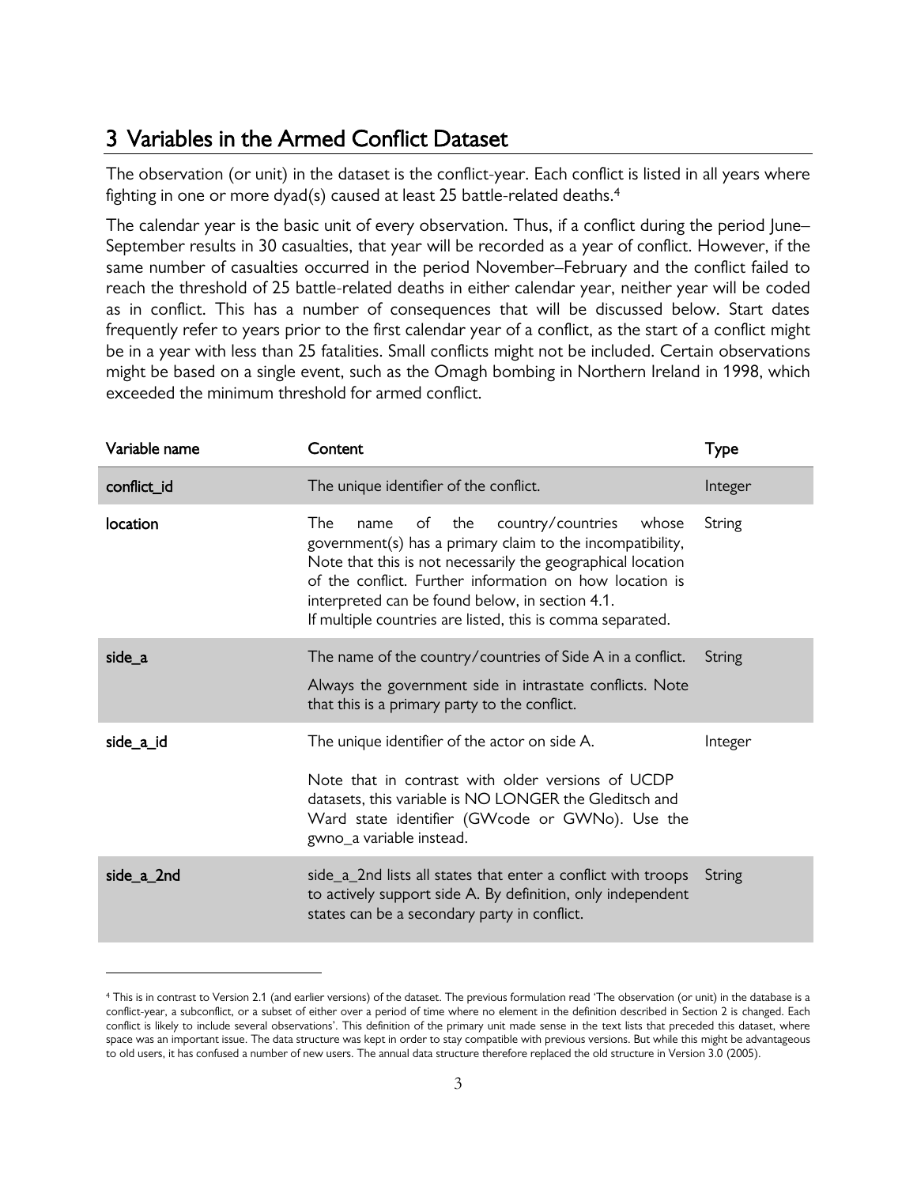## 3 Variables in the Armed Conflict Dataset

The observation (or unit) in the dataset is the conflict-year. Each conflict is listed in all years where fighting in one or more dyad(s) caused at least 25 battle-related deaths.[4]

The calendar year is the basic unit of every observation. Thus, if a conflict during the period June–September results in 30 casualties, that year will be recorded as a year of conflict. However, if the same number of casualties occurred in the period November–February and the conflict failed to reach the threshold of 25 battle-related deaths in either calendar year, neither year will be coded as in conflict. This has a number of consequences that will be discussed below. Start dates frequently refer to years prior to the first calendar year of a conflict, as the start of a conflict might be in a year with less than 25 fatalities. Small conflicts might not be included. Certain observations might be based on a single event, such as the Omagh bombing in Northern Ireland in 1998, which exceeded the minimum threshold for armed conflict.

| Variable name | Content | Type |
|---|---|---|
| conflict_id | The unique identifier of the conflict. | Integer |
| location | The name of the country/countries whose government(s) has a primary claim to the incompatibility, Note that this is not necessarily the geographical location of the conflict. Further information on how location is interpreted can be found below, in section 4.1. If multiple countries are listed, this is comma separated. | String |
| side_a | The name of the country/countries of Side A in a conflict. Always the government side in intrastate conflicts. Note that this is a primary party to the conflict. | String |
| side_a_id | The unique identifier of the actor on side A. Note that in contrast with older versions of UCDP datasets, this variable is NO LONGER the Gleditsch and Ward state identifier (GWcode or GWNo). Use the gwno_a variable instead. | Integer |
| side_a_2nd | side_a_2nd lists all states that enter a conflict with troops to actively support side A. By definition, only independent states can be a secondary party in conflict. | String |

[4] This is in contrast to Version 2.1 (and earlier versions) of the dataset. The previous formulation read 'The observation (or unit) in the database is a conflict-year, a subconflict, or a subset of either over a period of time where no element in the definition described in Section 2 is changed. Each conflict is likely to include several observations'. This definition of the primary unit made sense in the text lists that preceded this dataset, where space was an important issue. The data structure was kept in order to stay compatible with previous versions. But while this might be advantageous to old users, it has confused a number of new users. The annual data structure therefore replaced the old structure in Version 3.0 (2005).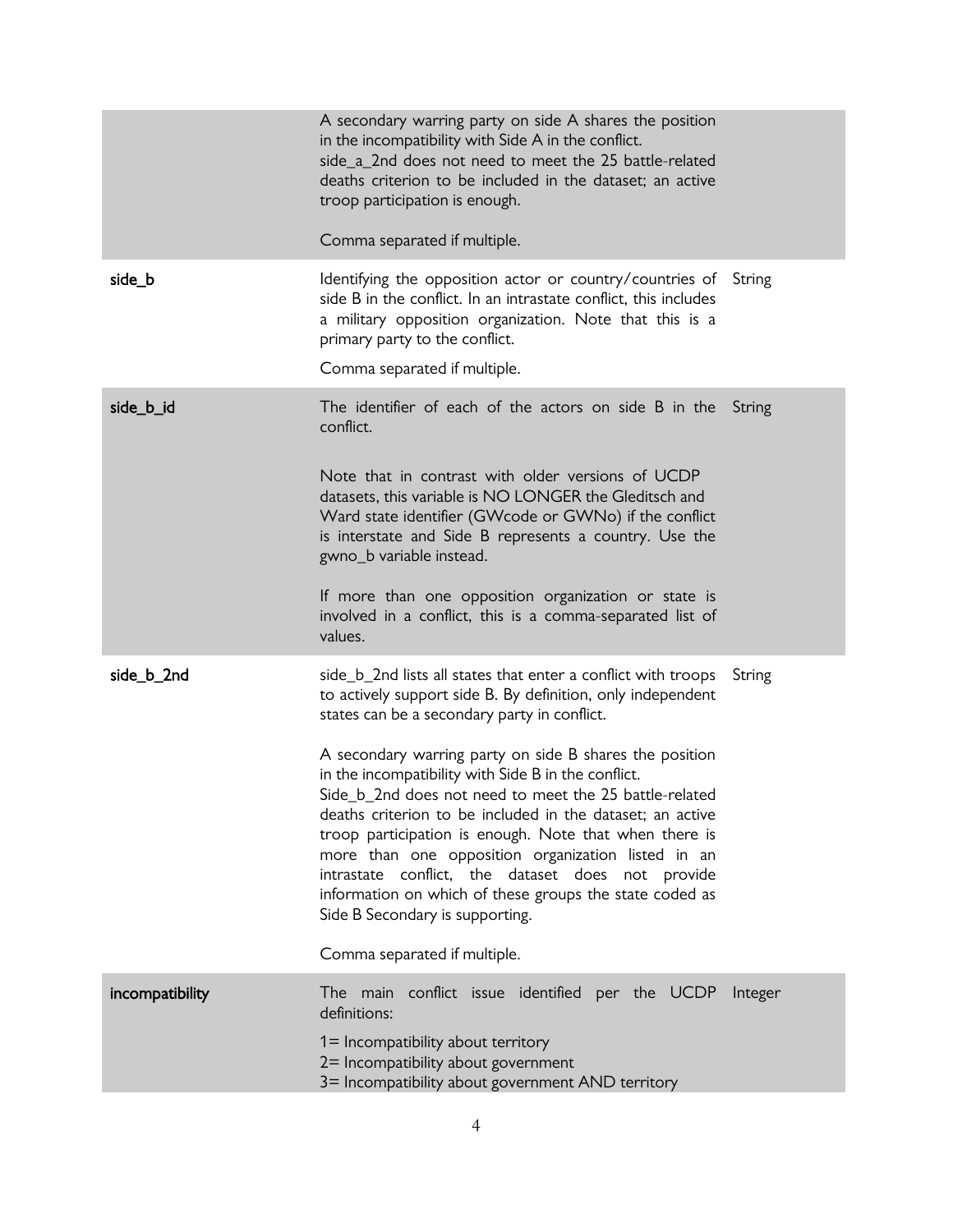| | | |
|---|---|---|
| | A secondary warring party on side A shares the position in the incompatibility with Side A in the conflict. side_a_2nd does not need to meet the 25 battle-related deaths criterion to be included in the dataset; an active troop participation is enough.<br><br>Comma separated if multiple. | |
| side_b | Identifying the opposition actor or country/countries of side B in the conflict. In an intrastate conflict, this includes a military opposition organization. Note that this is a primary party to the conflict.<br><br>Comma separated if multiple. | String |
| side_b_id | The identifier of each of the actors on side B in the conflict.<br><br>Note that in contrast with older versions of UCDP datasets, this variable is NO LONGER the Gleditsch and Ward state identifier (GWcode or GWNo) if the conflict is interstate and Side B represents a country. Use the gwno_b variable instead.<br><br>If more than one opposition organization or state is involved in a conflict, this is a comma-separated list of values. | String |
| side_b_2nd | side_b_2nd lists all states that enter a conflict with troops to actively support side B. By definition, only independent states can be a secondary party in conflict.<br><br>A secondary warring party on side B shares the position in the incompatibility with Side B in the conflict. Side_b_2nd does not need to meet the 25 battle-related deaths criterion to be included in the dataset; an active troop participation is enough. Note that when there is more than one opposition organization listed in an intrastate conflict, the dataset does not provide information on which of these groups the state coded as Side B Secondary is supporting.<br><br>Comma separated if multiple. | String |
| incompatibility | The main conflict issue identified per the UCDP definitions:<br><br>1= Incompatibility about territory<br>2= Incompatibility about government<br>3= Incompatibility about government AND territory | Integer |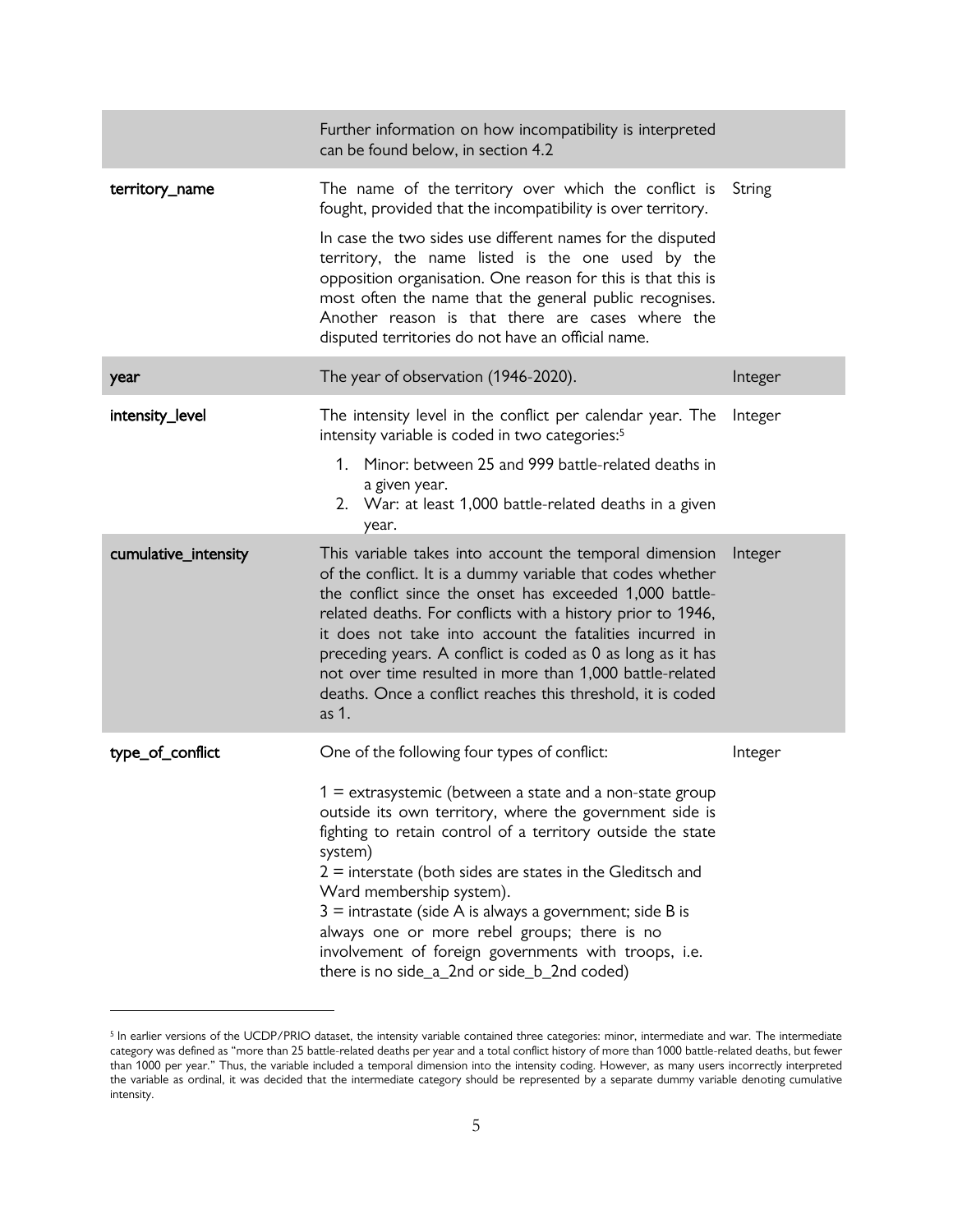| | | |
|---|---|---|
| | Further information on how incompatibility is interpreted can be found below, in section 4.2 | |
| **territory_name** | The name of the territory over which the conflict is fought, provided that the incompatibility is over territory.<br><br>In case the two sides use different names for the disputed territory, the name listed is the one used by the opposition organisation. One reason for this is that this is most often the name that the general public recognises. Another reason is that there are cases where the disputed territories do not have an official name. | String |
| **year** | The year of observation (1946-2020). | Integer |
| **intensity_level** | The intensity level in the conflict per calendar year. The intensity variable is coded in two categories:[5]<br><br>1. Minor: between 25 and 999 battle-related deaths in a given year.<br>2. War: at least 1,000 battle-related deaths in a given year. | Integer |
| **cumulative_intensity** | This variable takes into account the temporal dimension of the conflict. It is a dummy variable that codes whether the conflict since the onset has exceeded 1,000 battle-related deaths. For conflicts with a history prior to 1946, it does not take into account the fatalities incurred in preceding years. A conflict is coded as 0 as long as it has not over time resulted in more than 1,000 battle-related deaths. Once a conflict reaches this threshold, it is coded as 1. | Integer |
| **type_of_conflict** | One of the following four types of conflict:<br><br>1 = extrasystemic (between a state and a non-state group outside its own territory, where the government side is fighting to retain control of a territory outside the state system)<br>2 = interstate (both sides are states in the Gleditsch and Ward membership system).<br>3 = intrastate (side A is always a government; side B is always one or more rebel groups; there is no involvement of foreign governments with troops, i.e. there is no side_a_2nd or side_b_2nd coded) | Integer |

[5] In earlier versions of the UCDP/PRIO dataset, the intensity variable contained three categories: minor, intermediate and war. The intermediate category was defined as "more than 25 battle-related deaths per year and a total conflict history of more than 1000 battle-related deaths, but fewer than 1000 per year." Thus, the variable included a temporal dimension into the intensity coding. However, as many users incorrectly interpreted the variable as ordinal, it was decided that the intermediate category should be represented by a separate dummy variable denoting cumulative intensity.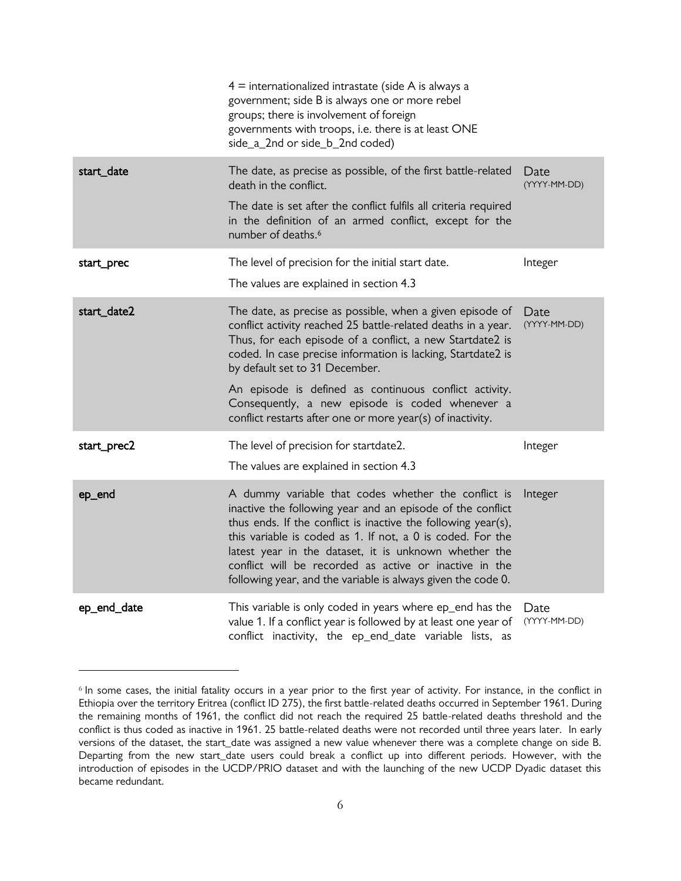| | | |
|---|---|---|
| | 4 = internationalized intrastate (side A is always a government; side B is always one or more rebel groups; there is involvement of foreign governments with troops, i.e. there is at least ONE side_a_2nd or side_b_2nd coded) | |
| **start_date** | The date, as precise as possible, of the first battle-related death in the conflict.<br><br>The date is set after the conflict fulfils all criteria required in the definition of an armed conflict, except for the number of deaths.[6] | Date (YYYY-MM-DD) |
| **start_prec** | The level of precision for the initial start date.<br><br>The values are explained in section 4.3 | Integer |
| **start_date2** | The date, as precise as possible, when a given episode of conflict activity reached 25 battle-related deaths in a year. Thus, for each episode of a conflict, a new Startdate2 is coded. In case precise information is lacking, Startdate2 is by default set to 31 December.<br><br>An episode is defined as continuous conflict activity. Consequently, a new episode is coded whenever a conflict restarts after one or more year(s) of inactivity. | Date (YYYY-MM-DD) |
| **start_prec2** | The level of precision for startdate2.<br><br>The values are explained in section 4.3 | Integer |
| **ep_end** | A dummy variable that codes whether the conflict is inactive the following year and an episode of the conflict thus ends. If the conflict is inactive the following year(s), this variable is coded as 1. If not, a 0 is coded. For the latest year in the dataset, it is unknown whether the conflict will be recorded as active or inactive in the following year, and the variable is always given the code 0. | Integer |
| **ep_end_date** | This variable is only coded in years where ep_end has the value 1. If a conflict year is followed by at least one year of conflict inactivity, the ep_end_date variable lists, as | Date (YYYY-MM-DD) |

[6] In some cases, the initial fatality occurs in a year prior to the first year of activity. For instance, in the conflict in Ethiopia over the territory Eritrea (conflict ID 275), the first battle-related deaths occurred in September 1961. During the remaining months of 1961, the conflict did not reach the required 25 battle-related deaths threshold and the conflict is thus coded as inactive in 1961. 25 battle-related deaths were not recorded until three years later. In early versions of the dataset, the start_date was assigned a new value whenever there was a complete change on side B. Departing from the new start_date users could break a conflict up into different periods. However, with the introduction of episodes in the UCDP/PRIO dataset and with the launching of the new UCDP Dyadic dataset this became redundant.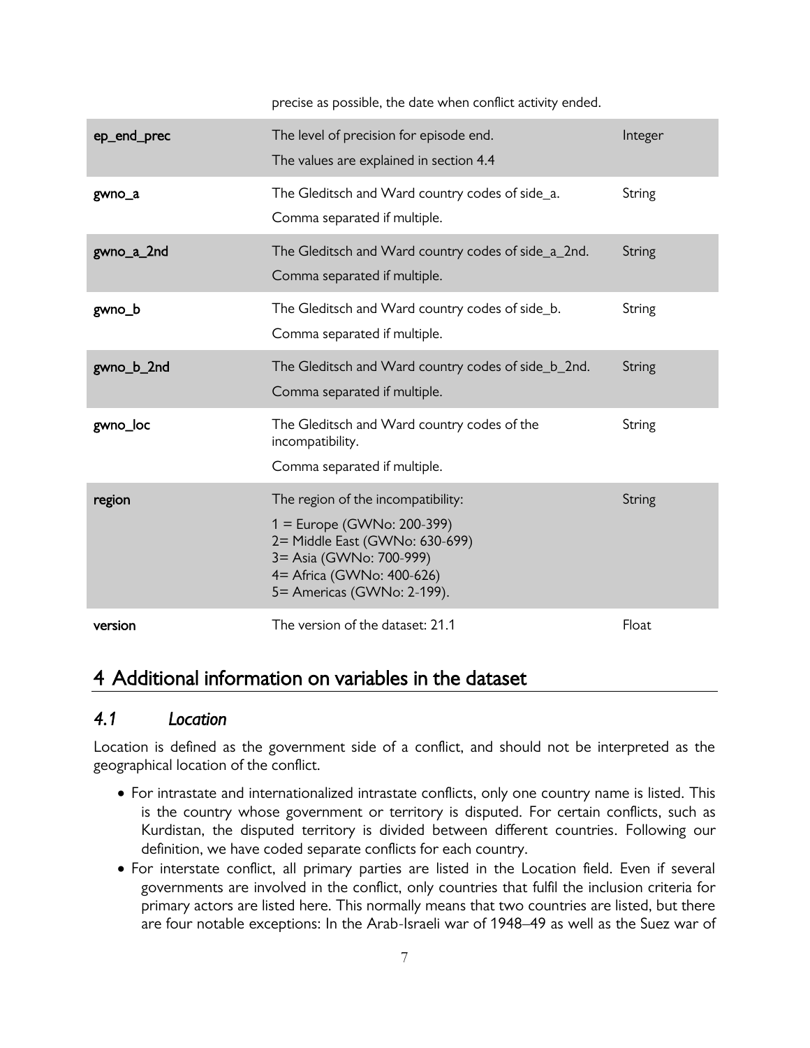| | precise as possible, the date when conflict activity ended. | |
|---|---|---|
| ep_end_prec | The level of precision for episode end. The values are explained in section 4.4 | Integer |
| gwno_a | The Gleditsch and Ward country codes of side_a. Comma separated if multiple. | String |
| gwno_a_2nd | The Gleditsch and Ward country codes of side_a_2nd. Comma separated if multiple. | String |
| gwno_b | The Gleditsch and Ward country codes of side_b. Comma separated if multiple. | String |
| gwno_b_2nd | The Gleditsch and Ward country codes of side_b_2nd. Comma separated if multiple. | String |
| gwno_loc | The Gleditsch and Ward country codes of the incompatibility. Comma separated if multiple. | String |
| region | The region of the incompatibility: 1 = Europe (GWNo: 200-399) 2= Middle East (GWNo: 630-699) 3= Asia (GWNo: 700-999) 4= Africa (GWNo: 400-626) 5= Americas (GWNo: 2-199). | String |
| version | The version of the dataset: 21.1 | Float |

# 4 Additional information on variables in the dataset

## *4.1 Location*

Location is defined as the government side of a conflict, and should not be interpreted as the geographical location of the conflict.

- For intrastate and internationalized intrastate conflicts, only one country name is listed. This is the country whose government or territory is disputed. For certain conflicts, such as Kurdistan, the disputed territory is divided between different countries. Following our definition, we have coded separate conflicts for each country.
- For interstate conflict, all primary parties are listed in the Location field. Even if several governments are involved in the conflict, only countries that fulfil the inclusion criteria for primary actors are listed here. This normally means that two countries are listed, but there are four notable exceptions: In the Arab-Israeli war of 1948–49 as well as the Suez war of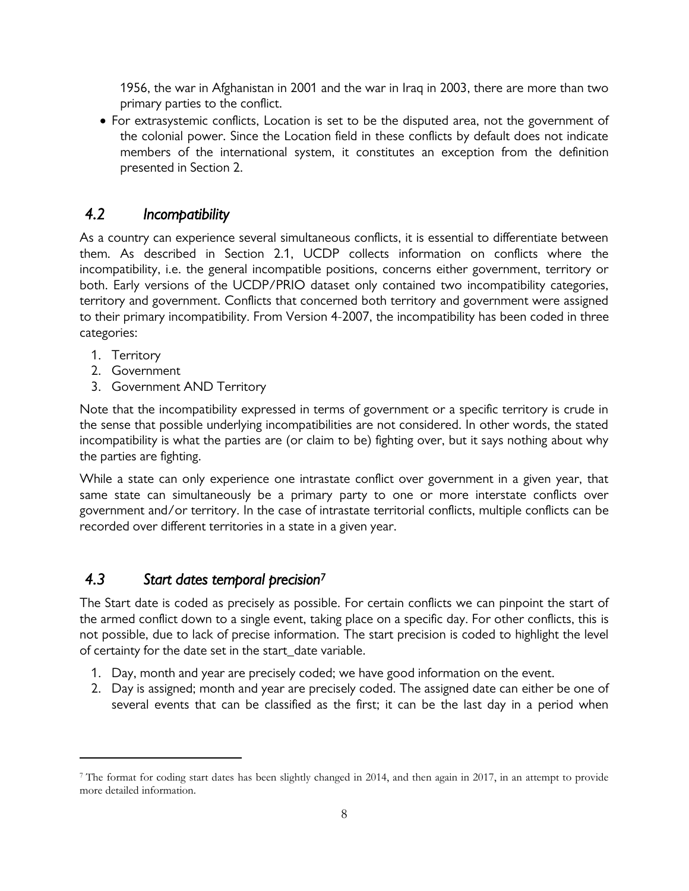1956, the war in Afghanistan in 2001 and the war in Iraq in 2003, there are more than two primary parties to the conflict.

- For extrasystemic conflicts, Location is set to be the disputed area, not the government of the colonial power. Since the Location field in these conflicts by default does not indicate members of the international system, it constitutes an exception from the definition presented in Section 2.

## *4.2 Incompatibility*

As a country can experience several simultaneous conflicts, it is essential to differentiate between them. As described in Section 2.1, UCDP collects information on conflicts where the incompatibility, i.e. the general incompatible positions, concerns either government, territory or both. Early versions of the UCDP/PRIO dataset only contained two incompatibility categories, territory and government. Conflicts that concerned both territory and government were assigned to their primary incompatibility. From Version 4-2007, the incompatibility has been coded in three categories:

1. Territory
2. Government
3. Government AND Territory

Note that the incompatibility expressed in terms of government or a specific territory is crude in the sense that possible underlying incompatibilities are not considered. In other words, the stated incompatibility is what the parties are (or claim to be) fighting over, but it says nothing about why the parties are fighting.

While a state can only experience one intrastate conflict over government in a given year, that same state can simultaneously be a primary party to one or more interstate conflicts over government and/or territory. In the case of intrastate territorial conflicts, multiple conflicts can be recorded over different territories in a state in a given year.

## *4.3 Start dates temporal precision*[7]

The Start date is coded as precisely as possible. For certain conflicts we can pinpoint the start of the armed conflict down to a single event, taking place on a specific day. For other conflicts, this is not possible, due to lack of precise information. The start precision is coded to highlight the level of certainty for the date set in the start_date variable.

1. Day, month and year are precisely coded; we have good information on the event.
2. Day is assigned; month and year are precisely coded. The assigned date can either be one of several events that can be classified as the first; it can be the last day in a period when

[7] The format for coding start dates has been slightly changed in 2014, and then again in 2017, in an attempt to provide more detailed information.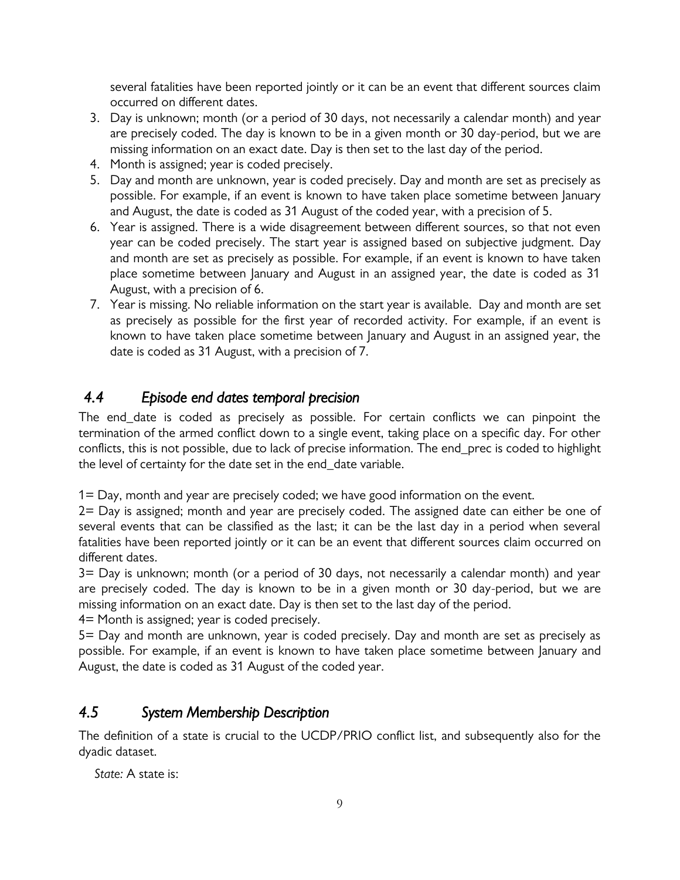several fatalities have been reported jointly or it can be an event that different sources claim occurred on different dates.

3. Day is unknown; month (or a period of 30 days, not necessarily a calendar month) and year are precisely coded. The day is known to be in a given month or 30 day-period, but we are missing information on an exact date. Day is then set to the last day of the period.
4. Month is assigned; year is coded precisely.
5. Day and month are unknown, year is coded precisely. Day and month are set as precisely as possible. For example, if an event is known to have taken place sometime between January and August, the date is coded as 31 August of the coded year, with a precision of 5.
6. Year is assigned. There is a wide disagreement between different sources, so that not even year can be coded precisely. The start year is assigned based on subjective judgment. Day and month are set as precisely as possible. For example, if an event is known to have taken place sometime between January and August in an assigned year, the date is coded as 31 August, with a precision of 6.
7. Year is missing. No reliable information on the start year is available. Day and month are set as precisely as possible for the first year of recorded activity. For example, if an event is known to have taken place sometime between January and August in an assigned year, the date is coded as 31 August, with a precision of 7.

## *4.4 Episode end dates temporal precision*

The end_date is coded as precisely as possible. For certain conflicts we can pinpoint the termination of the armed conflict down to a single event, taking place on a specific day. For other conflicts, this is not possible, due to lack of precise information. The end_prec is coded to highlight the level of certainty for the date set in the end_date variable.

1= Day, month and year are precisely coded; we have good information on the event.

2= Day is assigned; month and year are precisely coded. The assigned date can either be one of several events that can be classified as the last; it can be the last day in a period when several fatalities have been reported jointly or it can be an event that different sources claim occurred on different dates.

3= Day is unknown; month (or a period of 30 days, not necessarily a calendar month) and year are precisely coded. The day is known to be in a given month or 30 day-period, but we are missing information on an exact date. Day is then set to the last day of the period.

4= Month is assigned; year is coded precisely.

5= Day and month are unknown, year is coded precisely. Day and month are set as precisely as possible. For example, if an event is known to have taken place sometime between January and August, the date is coded as 31 August of the coded year.

## *4.5 System Membership Description*

The definition of a state is crucial to the UCDP/PRIO conflict list, and subsequently also for the dyadic dataset.

*State:* A state is: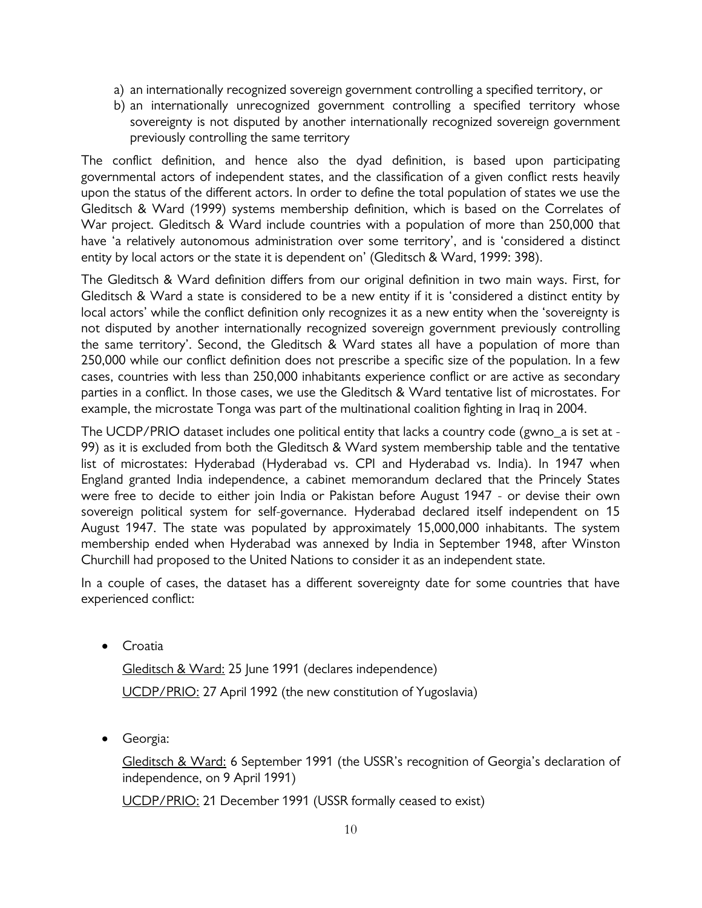a) an internationally recognized sovereign government controlling a specified territory, or
b) an internationally unrecognized government controlling a specified territory whose sovereignty is not disputed by another internationally recognized sovereign government previously controlling the same territory

The conflict definition, and hence also the dyad definition, is based upon participating governmental actors of independent states, and the classification of a given conflict rests heavily upon the status of the different actors. In order to define the total population of states we use the Gleditsch & Ward (1999) systems membership definition, which is based on the Correlates of War project. Gleditsch & Ward include countries with a population of more than 250,000 that have 'a relatively autonomous administration over some territory', and is 'considered a distinct entity by local actors or the state it is dependent on' (Gleditsch & Ward, 1999: 398).

The Gleditsch & Ward definition differs from our original definition in two main ways. First, for Gleditsch & Ward a state is considered to be a new entity if it is 'considered a distinct entity by local actors' while the conflict definition only recognizes it as a new entity when the 'sovereignty is not disputed by another internationally recognized sovereign government previously controlling the same territory'. Second, the Gleditsch & Ward states all have a population of more than 250,000 while our conflict definition does not prescribe a specific size of the population. In a few cases, countries with less than 250,000 inhabitants experience conflict or are active as secondary parties in a conflict. In those cases, we use the Gleditsch & Ward tentative list of microstates. For example, the microstate Tonga was part of the multinational coalition fighting in Iraq in 2004.

The UCDP/PRIO dataset includes one political entity that lacks a country code (gwno_a is set at -99) as it is excluded from both the Gleditsch & Ward system membership table and the tentative list of microstates: Hyderabad (Hyderabad vs. CPI and Hyderabad vs. India). In 1947 when England granted India independence, a cabinet memorandum declared that the Princely States were free to decide to either join India or Pakistan before August 1947 - or devise their own sovereign political system for self-governance. Hyderabad declared itself independent on 15 August 1947. The state was populated by approximately 15,000,000 inhabitants. The system membership ended when Hyderabad was annexed by India in September 1948, after Winston Churchill had proposed to the United Nations to consider it as an independent state.

In a couple of cases, the dataset has a different sovereignty date for some countries that have experienced conflict:

- Croatia

  Gleditsch & Ward: 25 June 1991 (declares independence)

  UCDP/PRIO: 27 April 1992 (the new constitution of Yugoslavia)

- Georgia:

  Gleditsch & Ward: 6 September 1991 (the USSR's recognition of Georgia's declaration of independence, on 9 April 1991)

  UCDP/PRIO: 21 December 1991 (USSR formally ceased to exist)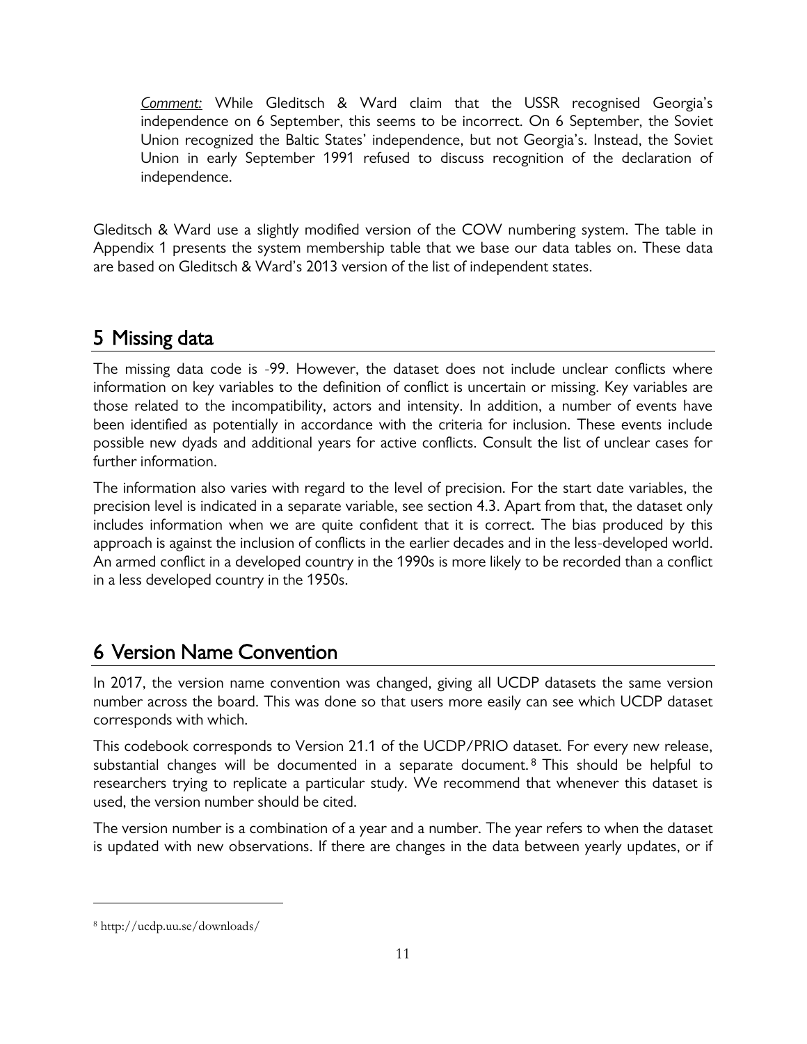*Comment:* While Gleditsch & Ward claim that the USSR recognised Georgia's independence on 6 September, this seems to be incorrect. On 6 September, the Soviet Union recognized the Baltic States' independence, but not Georgia's. Instead, the Soviet Union in early September 1991 refused to discuss recognition of the declaration of independence.

Gleditsch & Ward use a slightly modified version of the COW numbering system. The table in Appendix 1 presents the system membership table that we base our data tables on. These data are based on Gleditsch & Ward's 2013 version of the list of independent states.

## 5 Missing data

The missing data code is -99. However, the dataset does not include unclear conflicts where information on key variables to the definition of conflict is uncertain or missing. Key variables are those related to the incompatibility, actors and intensity. In addition, a number of events have been identified as potentially in accordance with the criteria for inclusion. These events include possible new dyads and additional years for active conflicts. Consult the list of unclear cases for further information.

The information also varies with regard to the level of precision. For the start date variables, the precision level is indicated in a separate variable, see section 4.3. Apart from that, the dataset only includes information when we are quite confident that it is correct. The bias produced by this approach is against the inclusion of conflicts in the earlier decades and in the less-developed world. An armed conflict in a developed country in the 1990s is more likely to be recorded than a conflict in a less developed country in the 1950s.

## 6 Version Name Convention

In 2017, the version name convention was changed, giving all UCDP datasets the same version number across the board. This was done so that users more easily can see which UCDP dataset corresponds with which.

This codebook corresponds to Version 21.1 of the UCDP/PRIO dataset. For every new release, substantial changes will be documented in a separate document.[8] This should be helpful to researchers trying to replicate a particular study. We recommend that whenever this dataset is used, the version number should be cited.

The version number is a combination of a year and a number. The year refers to when the dataset is updated with new observations. If there are changes in the data between yearly updates, or if

[8] http://ucdp.uu.se/downloads/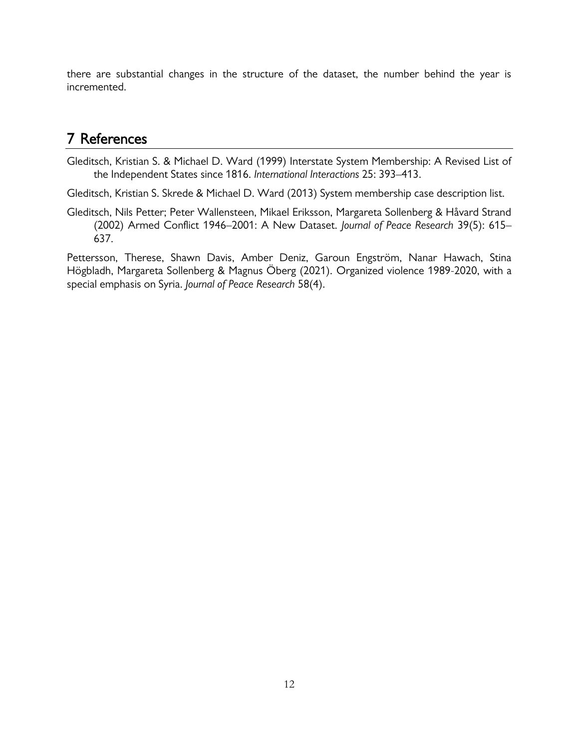there are substantial changes in the structure of the dataset, the number behind the year is incremented.

## 7 References

Gleditsch, Kristian S. & Michael D. Ward (1999) Interstate System Membership: A Revised List of the Independent States since 1816. *International Interactions* 25: 393–413.

Gleditsch, Kristian S. Skrede & Michael D. Ward (2013) System membership case description list.

Gleditsch, Nils Petter; Peter Wallensteen, Mikael Eriksson, Margareta Sollenberg & Håvard Strand (2002) Armed Conflict 1946–2001: A New Dataset. *Journal of Peace Research* 39(5): 615–637.

Pettersson, Therese, Shawn Davis, Amber Deniz, Garoun Engström, Nanar Hawach, Stina Högbladh, Margareta Sollenberg & Magnus Öberg (2021). Organized violence 1989-2020, with a special emphasis on Syria. *Journal of Peace Research* 58(4).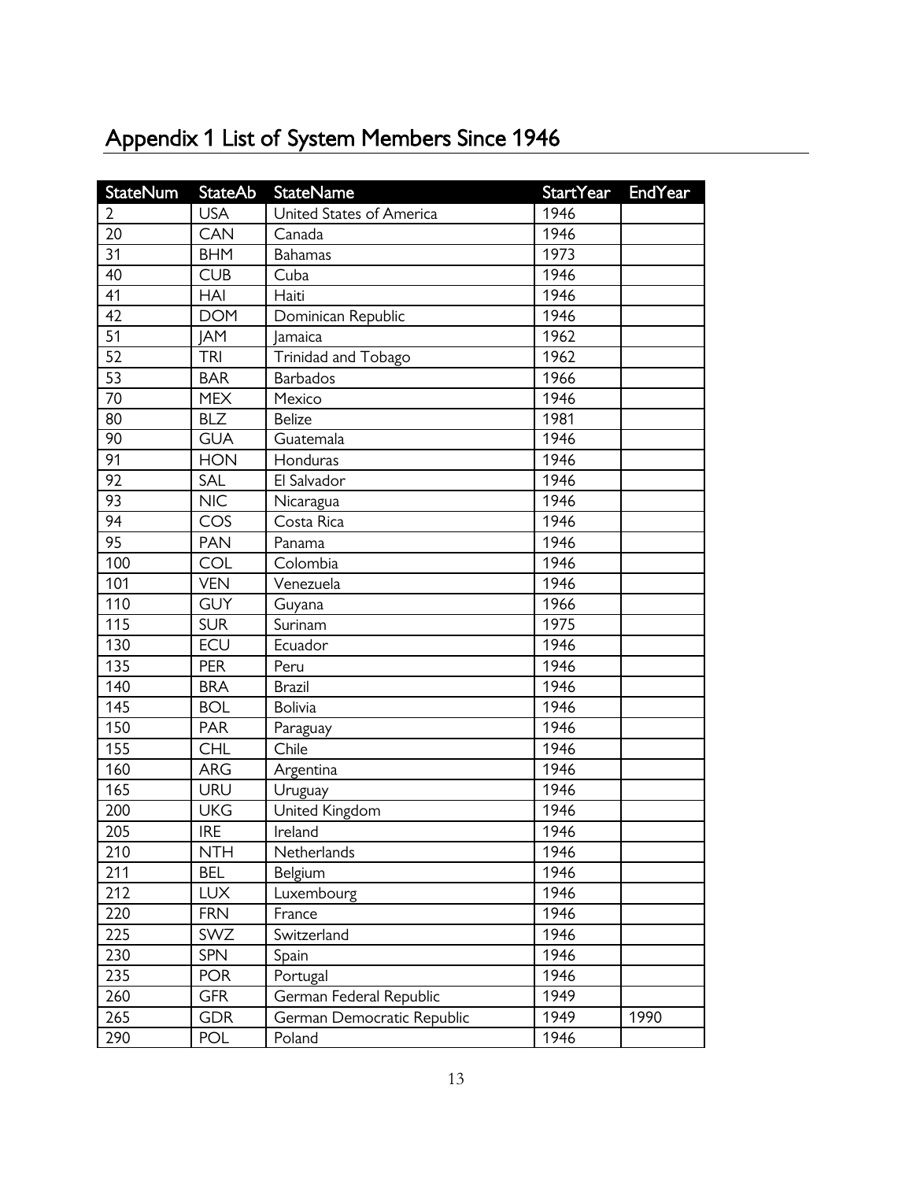# Appendix 1 List of System Members Since 1946

| StateNum | StateAb | StateName | StartYear | EndYear |
|---|---|---|---|---|
| 2 | USA | United States of America | 1946 | |
| 20 | CAN | Canada | 1946 | |
| 31 | BHM | Bahamas | 1973 | |
| 40 | CUB | Cuba | 1946 | |
| 41 | HAI | Haiti | 1946 | |
| 42 | DOM | Dominican Republic | 1946 | |
| 51 | JAM | Jamaica | 1962 | |
| 52 | TRI | Trinidad and Tobago | 1962 | |
| 53 | BAR | Barbados | 1966 | |
| 70 | MEX | Mexico | 1946 | |
| 80 | BLZ | Belize | 1981 | |
| 90 | GUA | Guatemala | 1946 | |
| 91 | HON | Honduras | 1946 | |
| 92 | SAL | El Salvador | 1946 | |
| 93 | NIC | Nicaragua | 1946 | |
| 94 | COS | Costa Rica | 1946 | |
| 95 | PAN | Panama | 1946 | |
| 100 | COL | Colombia | 1946 | |
| 101 | VEN | Venezuela | 1946 | |
| 110 | GUY | Guyana | 1966 | |
| 115 | SUR | Surinam | 1975 | |
| 130 | ECU | Ecuador | 1946 | |
| 135 | PER | Peru | 1946 | |
| 140 | BRA | Brazil | 1946 | |
| 145 | BOL | Bolivia | 1946 | |
| 150 | PAR | Paraguay | 1946 | |
| 155 | CHL | Chile | 1946 | |
| 160 | ARG | Argentina | 1946 | |
| 165 | URU | Uruguay | 1946 | |
| 200 | UKG | United Kingdom | 1946 | |
| 205 | IRE | Ireland | 1946 | |
| 210 | NTH | Netherlands | 1946 | |
| 211 | BEL | Belgium | 1946 | |
| 212 | LUX | Luxembourg | 1946 | |
| 220 | FRN | France | 1946 | |
| 225 | SWZ | Switzerland | 1946 | |
| 230 | SPN | Spain | 1946 | |
| 235 | POR | Portugal | 1946 | |
| 260 | GFR | German Federal Republic | 1949 | |
| 265 | GDR | German Democratic Republic | 1949 | 1990 |
| 290 | POL | Poland | 1946 | |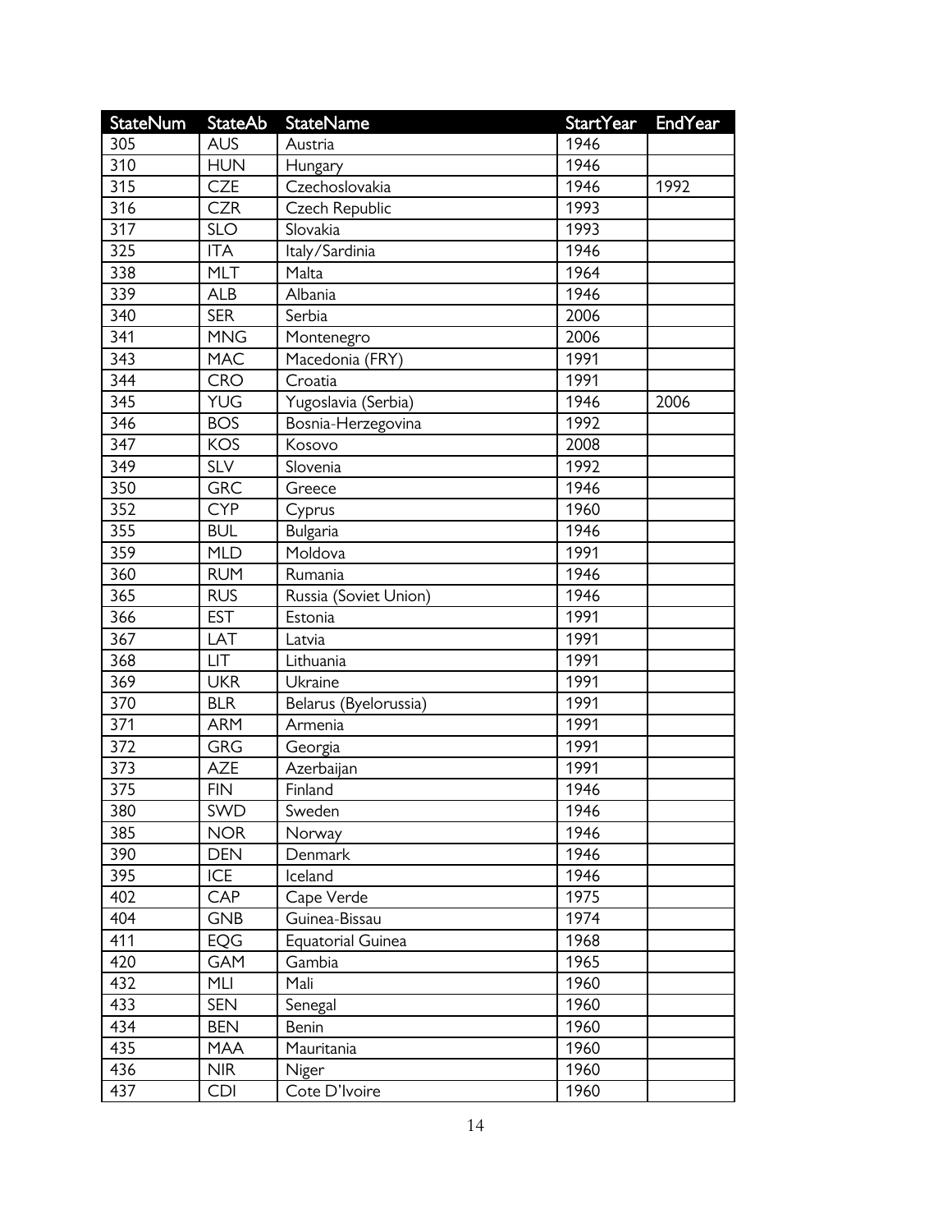| StateNum | StateAb | StateName | StartYear | EndYear |
|---|---|---|---|---|
| 305 | AUS | Austria | 1946 | |
| 310 | HUN | Hungary | 1946 | |
| 315 | CZE | Czechoslovakia | 1946 | 1992 |
| 316 | CZR | Czech Republic | 1993 | |
| 317 | SLO | Slovakia | 1993 | |
| 325 | ITA | Italy/Sardinia | 1946 | |
| 338 | MLT | Malta | 1964 | |
| 339 | ALB | Albania | 1946 | |
| 340 | SER | Serbia | 2006 | |
| 341 | MNG | Montenegro | 2006 | |
| 343 | MAC | Macedonia (FRY) | 1991 | |
| 344 | CRO | Croatia | 1991 | |
| 345 | YUG | Yugoslavia (Serbia) | 1946 | 2006 |
| 346 | BOS | Bosnia-Herzegovina | 1992 | |
| 347 | KOS | Kosovo | 2008 | |
| 349 | SLV | Slovenia | 1992 | |
| 350 | GRC | Greece | 1946 | |
| 352 | CYP | Cyprus | 1960 | |
| 355 | BUL | Bulgaria | 1946 | |
| 359 | MLD | Moldova | 1991 | |
| 360 | RUM | Rumania | 1946 | |
| 365 | RUS | Russia (Soviet Union) | 1946 | |
| 366 | EST | Estonia | 1991 | |
| 367 | LAT | Latvia | 1991 | |
| 368 | LIT | Lithuania | 1991 | |
| 369 | UKR | Ukraine | 1991 | |
| 370 | BLR | Belarus (Byelorussia) | 1991 | |
| 371 | ARM | Armenia | 1991 | |
| 372 | GRG | Georgia | 1991 | |
| 373 | AZE | Azerbaijan | 1991 | |
| 375 | FIN | Finland | 1946 | |
| 380 | SWD | Sweden | 1946 | |
| 385 | NOR | Norway | 1946 | |
| 390 | DEN | Denmark | 1946 | |
| 395 | ICE | Iceland | 1946 | |
| 402 | CAP | Cape Verde | 1975 | |
| 404 | GNB | Guinea-Bissau | 1974 | |
| 411 | EQG | Equatorial Guinea | 1968 | |
| 420 | GAM | Gambia | 1965 | |
| 432 | MLI | Mali | 1960 | |
| 433 | SEN | Senegal | 1960 | |
| 434 | BEN | Benin | 1960 | |
| 435 | MAA | Mauritania | 1960 | |
| 436 | NIR | Niger | 1960 | |
| 437 | CDI | Cote D'Ivoire | 1960 | |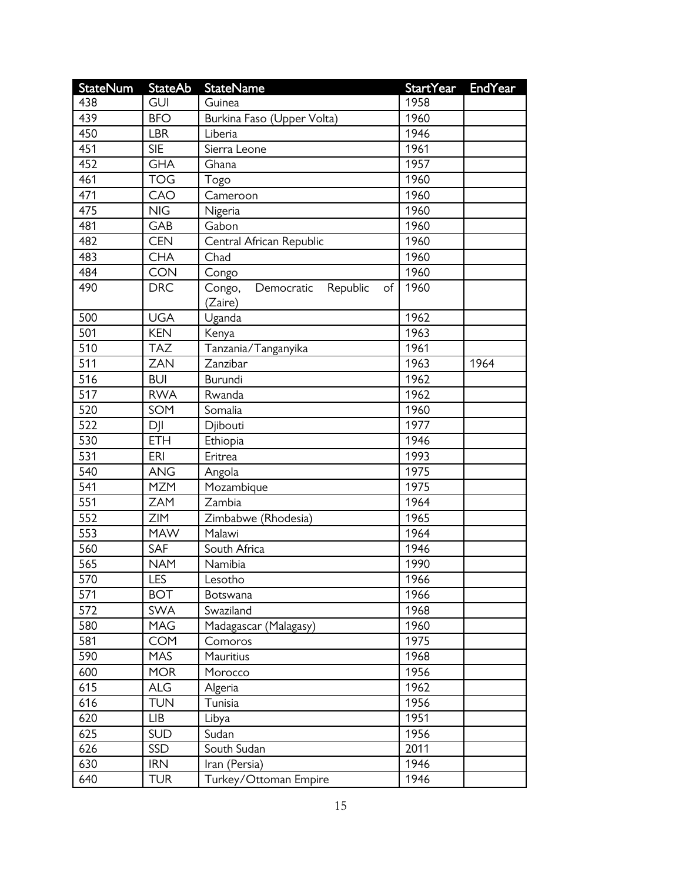| StateNum | StateAb | StateName | StartYear | EndYear |
|---|---|---|---|---|
| 438 | GUI | Guinea | 1958 | |
| 439 | BFO | Burkina Faso (Upper Volta) | 1960 | |
| 450 | LBR | Liberia | 1946 | |
| 451 | SIE | Sierra Leone | 1961 | |
| 452 | GHA | Ghana | 1957 | |
| 461 | TOG | Togo | 1960 | |
| 471 | CAO | Cameroon | 1960 | |
| 475 | NIG | Nigeria | 1960 | |
| 481 | GAB | Gabon | 1960 | |
| 482 | CEN | Central African Republic | 1960 | |
| 483 | CHA | Chad | 1960 | |
| 484 | CON | Congo | 1960 | |
| 490 | DRC | Congo, Democratic Republic of (Zaire) | 1960 | |
| 500 | UGA | Uganda | 1962 | |
| 501 | KEN | Kenya | 1963 | |
| 510 | TAZ | Tanzania/Tanganyika | 1961 | |
| 511 | ZAN | Zanzibar | 1963 | 1964 |
| 516 | BUI | Burundi | 1962 | |
| 517 | RWA | Rwanda | 1962 | |
| 520 | SOM | Somalia | 1960 | |
| 522 | DJI | Djibouti | 1977 | |
| 530 | ETH | Ethiopia | 1946 | |
| 531 | ERI | Eritrea | 1993 | |
| 540 | ANG | Angola | 1975 | |
| 541 | MZM | Mozambique | 1975 | |
| 551 | ZAM | Zambia | 1964 | |
| 552 | ZIM | Zimbabwe (Rhodesia) | 1965 | |
| 553 | MAW | Malawi | 1964 | |
| 560 | SAF | South Africa | 1946 | |
| 565 | NAM | Namibia | 1990 | |
| 570 | LES | Lesotho | 1966 | |
| 571 | BOT | Botswana | 1966 | |
| 572 | SWA | Swaziland | 1968 | |
| 580 | MAG | Madagascar (Malagasy) | 1960 | |
| 581 | COM | Comoros | 1975 | |
| 590 | MAS | Mauritius | 1968 | |
| 600 | MOR | Morocco | 1956 | |
| 615 | ALG | Algeria | 1962 | |
| 616 | TUN | Tunisia | 1956 | |
| 620 | LIB | Libya | 1951 | |
| 625 | SUD | Sudan | 1956 | |
| 626 | SSD | South Sudan | 2011 | |
| 630 | IRN | Iran (Persia) | 1946 | |
| 640 | TUR | Turkey/Ottoman Empire | 1946 | |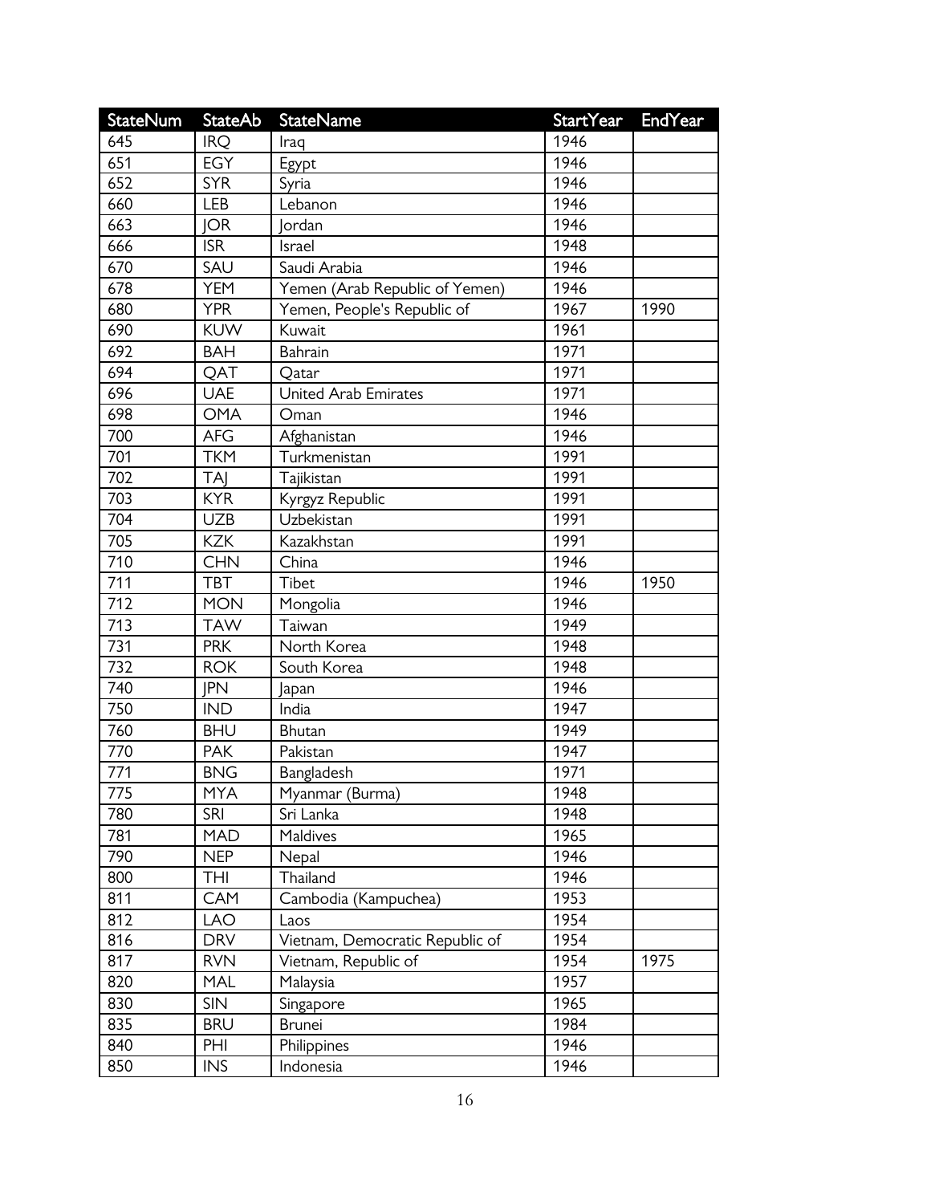| StateNum | StateAb | StateName | StartYear | EndYear |
|---|---|---|---|---|
| 645 | IRQ | Iraq | 1946 | |
| 651 | EGY | Egypt | 1946 | |
| 652 | SYR | Syria | 1946 | |
| 660 | LEB | Lebanon | 1946 | |
| 663 | JOR | Jordan | 1946 | |
| 666 | ISR | Israel | 1948 | |
| 670 | SAU | Saudi Arabia | 1946 | |
| 678 | YEM | Yemen (Arab Republic of Yemen) | 1946 | |
| 680 | YPR | Yemen, People's Republic of | 1967 | 1990 |
| 690 | KUW | Kuwait | 1961 | |
| 692 | BAH | Bahrain | 1971 | |
| 694 | QAT | Qatar | 1971 | |
| 696 | UAE | United Arab Emirates | 1971 | |
| 698 | OMA | Oman | 1946 | |
| 700 | AFG | Afghanistan | 1946 | |
| 701 | TKM | Turkmenistan | 1991 | |
| 702 | TAJ | Tajikistan | 1991 | |
| 703 | KYR | Kyrgyz Republic | 1991 | |
| 704 | UZB | Uzbekistan | 1991 | |
| 705 | KZK | Kazakhstan | 1991 | |
| 710 | CHN | China | 1946 | |
| 711 | TBT | Tibet | 1946 | 1950 |
| 712 | MON | Mongolia | 1946 | |
| 713 | TAW | Taiwan | 1949 | |
| 731 | PRK | North Korea | 1948 | |
| 732 | ROK | South Korea | 1948 | |
| 740 | JPN | Japan | 1946 | |
| 750 | IND | India | 1947 | |
| 760 | BHU | Bhutan | 1949 | |
| 770 | PAK | Pakistan | 1947 | |
| 771 | BNG | Bangladesh | 1971 | |
| 775 | MYA | Myanmar (Burma) | 1948 | |
| 780 | SRI | Sri Lanka | 1948 | |
| 781 | MAD | Maldives | 1965 | |
| 790 | NEP | Nepal | 1946 | |
| 800 | THI | Thailand | 1946 | |
| 811 | CAM | Cambodia (Kampuchea) | 1953 | |
| 812 | LAO | Laos | 1954 | |
| 816 | DRV | Vietnam, Democratic Republic of | 1954 | |
| 817 | RVN | Vietnam, Republic of | 1954 | 1975 |
| 820 | MAL | Malaysia | 1957 | |
| 830 | SIN | Singapore | 1965 | |
| 835 | BRU | Brunei | 1984 | |
| 840 | PHI | Philippines | 1946 | |
| 850 | INS | Indonesia | 1946 | |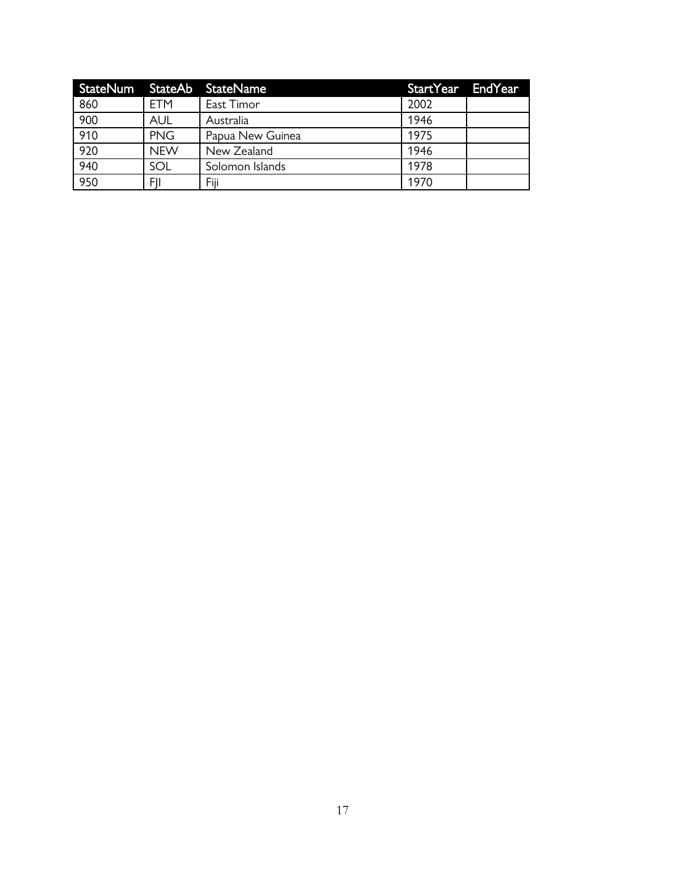| StateNum | StateAb | StateName | StartYear | EndYear |
|---|---|---|---|---|
| 860 | ETM | East Timor | 2002 | |
| 900 | AUL | Australia | 1946 | |
| 910 | PNG | Papua New Guinea | 1975 | |
| 920 | NEW | New Zealand | 1946 | |
| 940 | SOL | Solomon Islands | 1978 | |
| 950 | FJI | Fiji | 1970 | |